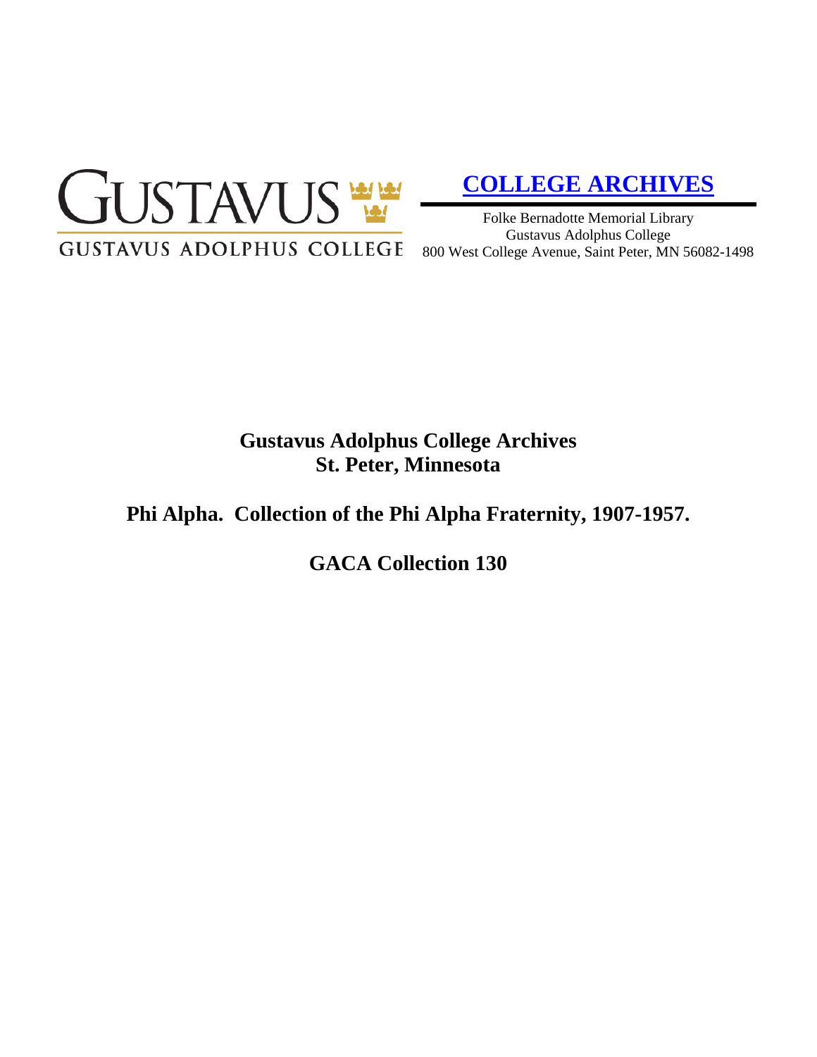GUSTAVUS
GUSTAVUS ADOLPHUS COLLEGE

**COLLEGE ARCHIVES**

Folke Bernadotte Memorial Library
Gustavus Adolphus College
800 West College Avenue, Saint Peter, MN 56082-1498

# Gustavus Adolphus College Archives
# St. Peter, Minnesota

## Phi Alpha. Collection of the Phi Alpha Fraternity, 1907-1957.

## GACA Collection 130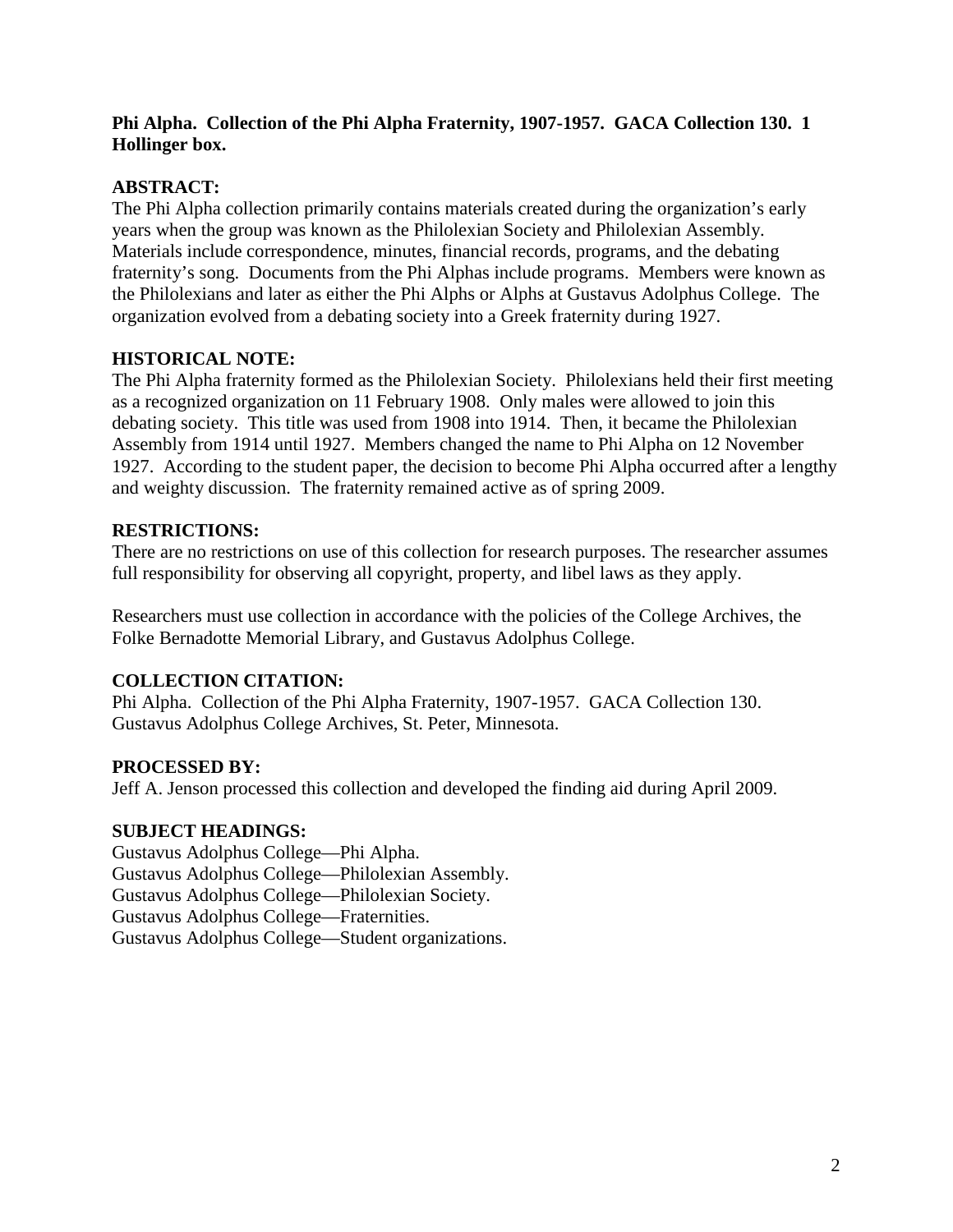**Phi Alpha. Collection of the Phi Alpha Fraternity, 1907-1957. GACA Collection 130. 1 Hollinger box.**

## ABSTRACT:

The Phi Alpha collection primarily contains materials created during the organization's early years when the group was known as the Philolexian Society and Philolexian Assembly. Materials include correspondence, minutes, financial records, programs, and the debating fraternity's song. Documents from the Phi Alphas include programs. Members were known as the Philolexians and later as either the Phi Alphs or Alphs at Gustavus Adolphus College. The organization evolved from a debating society into a Greek fraternity during 1927.

## HISTORICAL NOTE:

The Phi Alpha fraternity formed as the Philolexian Society. Philolexians held their first meeting as a recognized organization on 11 February 1908. Only males were allowed to join this debating society. This title was used from 1908 into 1914. Then, it became the Philolexian Assembly from 1914 until 1927. Members changed the name to Phi Alpha on 12 November 1927. According to the student paper, the decision to become Phi Alpha occurred after a lengthy and weighty discussion. The fraternity remained active as of spring 2009.

## RESTRICTIONS:

There are no restrictions on use of this collection for research purposes. The researcher assumes full responsibility for observing all copyright, property, and libel laws as they apply.

Researchers must use collection in accordance with the policies of the College Archives, the Folke Bernadotte Memorial Library, and Gustavus Adolphus College.

## COLLECTION CITATION:

Phi Alpha. Collection of the Phi Alpha Fraternity, 1907-1957. GACA Collection 130. Gustavus Adolphus College Archives, St. Peter, Minnesota.

## PROCESSED BY:

Jeff A. Jenson processed this collection and developed the finding aid during April 2009.

## SUBJECT HEADINGS:

Gustavus Adolphus College—Phi Alpha.
Gustavus Adolphus College—Philolexian Assembly.
Gustavus Adolphus College—Philolexian Society.
Gustavus Adolphus College—Fraternities.
Gustavus Adolphus College—Student organizations.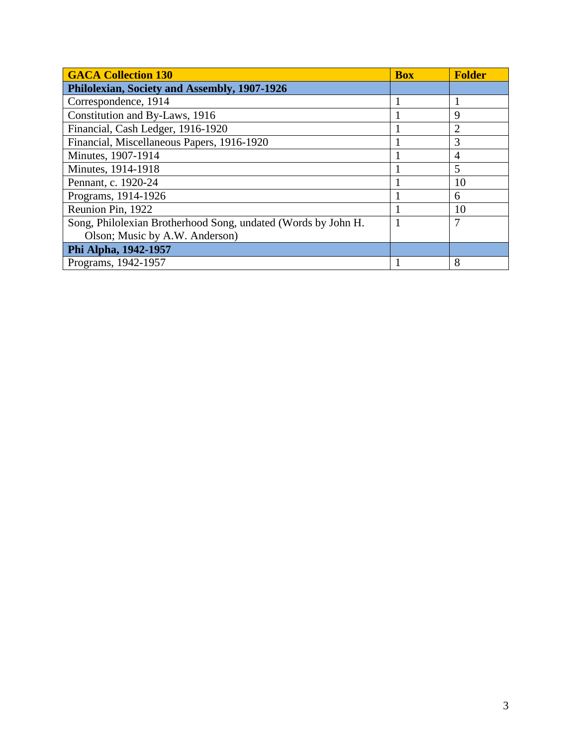| GACA Collection 130 | Box | Folder |
|---|---|---|
| **Philolexian, Society and Assembly, 1907-1926** | | |
| Correspondence, 1914 | 1 | 1 |
| Constitution and By-Laws, 1916 | 1 | 9 |
| Financial, Cash Ledger, 1916-1920 | 1 | 2 |
| Financial, Miscellaneous Papers, 1916-1920 | 1 | 3 |
| Minutes, 1907-1914 | 1 | 4 |
| Minutes, 1914-1918 | 1 | 5 |
| Pennant, c. 1920-24 | 1 | 10 |
| Programs, 1914-1926 | 1 | 6 |
| Reunion Pin, 1922 | 1 | 10 |
| Song, Philolexian Brotherhood Song, undated (Words by John H. Olson; Music by A.W. Anderson) | 1 | 7 |
| **Phi Alpha, 1942-1957** | | |
| Programs, 1942-1957 | 1 | 8 |